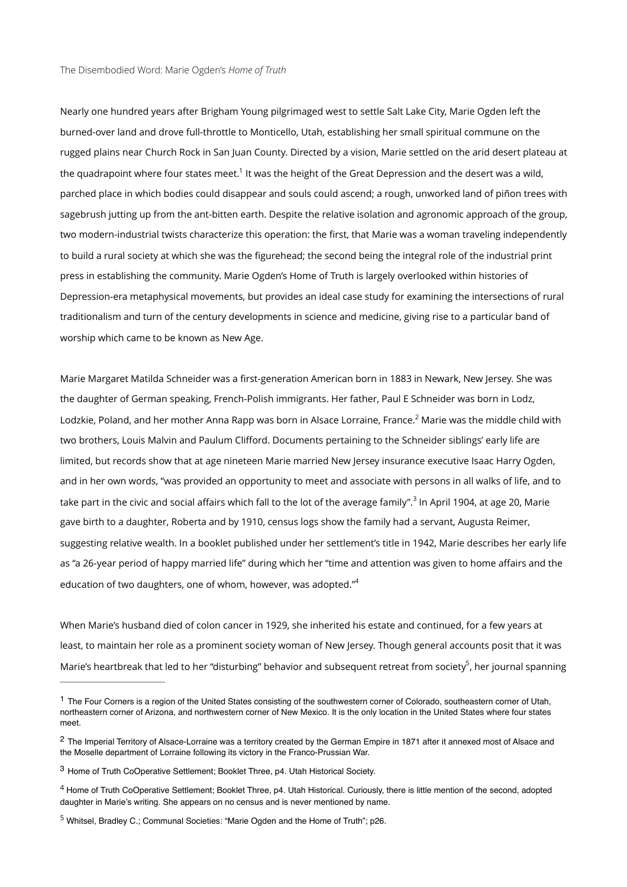The Disembodied Word: Marie Ogden's *Home of Truth*

Nearly one hundred years after Brigham Young pilgrimaged west to settle Salt Lake City, Marie Ogden left the burned-over land and drove full-throttle to Monticello, Utah, establishing her small spiritual commune on the rugged plains near Church Rock in San Juan County. Directed by a vision, Marie settled on the arid desert plateau at the quadrapoint where four states meet.[1] It was the height of the Great Depression and the desert was a wild, parched place in which bodies could disappear and souls could ascend; a rough, unworked land of piñon trees with sagebrush jutting up from the ant-bitten earth. Despite the relative isolation and agronomic approach of the group, two modern-industrial twists characterize this operation: the first, that Marie was a woman traveling independently to build a rural society at which she was the figurehead; the second being the integral role of the industrial print press in establishing the community. Marie Ogden's Home of Truth is largely overlooked within histories of Depression-era metaphysical movements, but provides an ideal case study for examining the intersections of rural traditionalism and turn of the century developments in science and medicine, giving rise to a particular band of worship which came to be known as New Age.

Marie Margaret Matilda Schneider was a first-generation American born in 1883 in Newark, New Jersey. She was the daughter of German speaking, French-Polish immigrants. Her father, Paul E Schneider was born in Lodz, Lodzkie, Poland, and her mother Anna Rapp was born in Alsace Lorraine, France.[2] Marie was the middle child with two brothers, Louis Malvin and Paulum Clifford. Documents pertaining to the Schneider siblings' early life are limited, but records show that at age nineteen Marie married New Jersey insurance executive Isaac Harry Ogden, and in her own words, "was provided an opportunity to meet and associate with persons in all walks of life, and to take part in the civic and social affairs which fall to the lot of the average family".[3] In April 1904, at age 20, Marie gave birth to a daughter, Roberta and by 1910, census logs show the family had a servant, Augusta Reimer, suggesting relative wealth. In a booklet published under her settlement's title in 1942, Marie describes her early life as "a 26-year period of happy married life" during which her "time and attention was given to home affairs and the education of two daughters, one of whom, however, was adopted."[4]

When Marie's husband died of colon cancer in 1929, she inherited his estate and continued, for a few years at least, to maintain her role as a prominent society woman of New Jersey. Though general accounts posit that it was Marie's heartbreak that led to her "disturbing" behavior and subsequent retreat from society[5], her journal spanning

---

[1] The Four Corners is a region of the United States consisting of the southwestern corner of Colorado, southeastern corner of Utah, northeastern corner of Arizona, and northwestern corner of New Mexico. It is the only location in the United States where four states meet.

[2] The Imperial Territory of Alsace-Lorraine was a territory created by the German Empire in 1871 after it annexed most of Alsace and the Moselle department of Lorraine following its victory in the Franco-Prussian War.

[3] Home of Truth CoOperative Settlement; Booklet Three, p4. Utah Historical Society.

[4] Home of Truth CoOperative Settlement; Booklet Three, p4. Utah Historical. Curiously, there is little mention of the second, adopted daughter in Marie's writing. She appears on no census and is never mentioned by name.

[5] Whitsel, Bradley C.; Communal Societies: "Marie Ogden and the Home of Truth"; p26.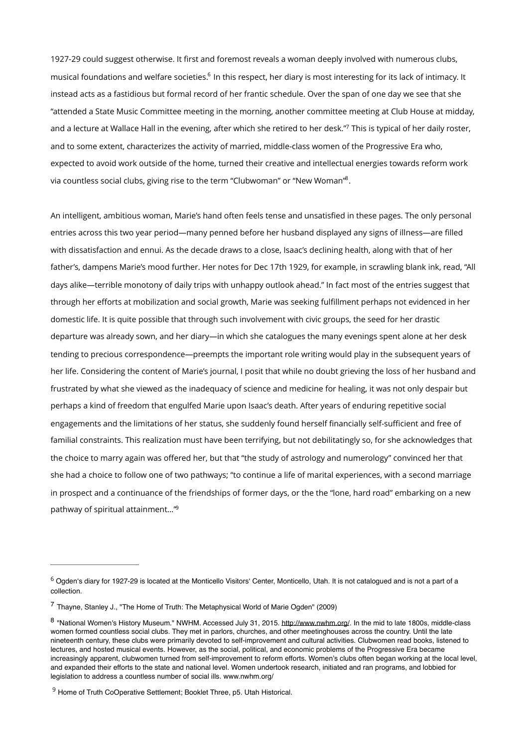1927-29 could suggest otherwise. It first and foremost reveals a woman deeply involved with numerous clubs, musical foundations and welfare societies.[6] In this respect, her diary is most interesting for its lack of intimacy. It instead acts as a fastidious but formal record of her frantic schedule. Over the span of one day we see that she "attended a State Music Committee meeting in the morning, another committee meeting at Club House at midday, and a lecture at Wallace Hall in the evening, after which she retired to her desk."[7] This is typical of her daily roster, and to some extent, characterizes the activity of married, middle-class women of the Progressive Era who, expected to avoid work outside of the home, turned their creative and intellectual energies towards reform work via countless social clubs, giving rise to the term "Clubwoman" or "New Woman"[8].

An intelligent, ambitious woman, Marie's hand often feels tense and unsatisfied in these pages. The only personal entries across this two year period—many penned before her husband displayed any signs of illness—are filled with dissatisfaction and ennui. As the decade draws to a close, Isaac's declining health, along with that of her father's, dampens Marie's mood further. Her notes for Dec 17th 1929, for example, in scrawling blank ink, read, "All days alike—terrible monotony of daily trips with unhappy outlook ahead." In fact most of the entries suggest that through her efforts at mobilization and social growth, Marie was seeking fulfillment perhaps not evidenced in her domestic life. It is quite possible that through such involvement with civic groups, the seed for her drastic departure was already sown, and her diary—in which she catalogues the many evenings spent alone at her desk tending to precious correspondence—preempts the important role writing would play in the subsequent years of her life. Considering the content of Marie's journal, I posit that while no doubt grieving the loss of her husband and frustrated by what she viewed as the inadequacy of science and medicine for healing, it was not only despair but perhaps a kind of freedom that engulfed Marie upon Isaac's death. After years of enduring repetitive social engagements and the limitations of her status, she suddenly found herself financially self-sufficient and free of familial constraints. This realization must have been terrifying, but not debilitatingly so, for she acknowledges that the choice to marry again was offered her, but that "the study of astrology and numerology" convinced her that she had a choice to follow one of two pathways; "to continue a life of marital experiences, with a second marriage in prospect and a continuance of the friendships of former days, or the the "lone, hard road" embarking on a new pathway of spiritual attainment..."[9]

---

[6] Ogden's diary for 1927-29 is located at the Monticello Visitors' Center, Monticello, Utah. It is not catalogued and is not a part of a collection.

[7] Thayne, Stanley J., "The Home of Truth: The Metaphysical World of Marie Ogden" (2009)

[8] "National Women's History Museum." NWHM. Accessed July 31, 2015. http://www.nwhm.org/. In the mid to late 1800s, middle-class women formed countless social clubs. They met in parlors, churches, and other meetinghouses across the country. Until the late nineteenth century, these clubs were primarily devoted to self-improvement and cultural activities. Clubwomen read books, listened to lectures, and hosted musical events. However, as the social, political, and economic problems of the Progressive Era became increasingly apparent, clubwomen turned from self-improvement to reform efforts. Women's clubs often began working at the local level, and expanded their efforts to the state and national level. Women undertook research, initiated and ran programs, and lobbied for legislation to address a countless number of social ills. www.nwhm.org/

[9] Home of Truth CoOperative Settlement; Booklet Three, p5. Utah Historical.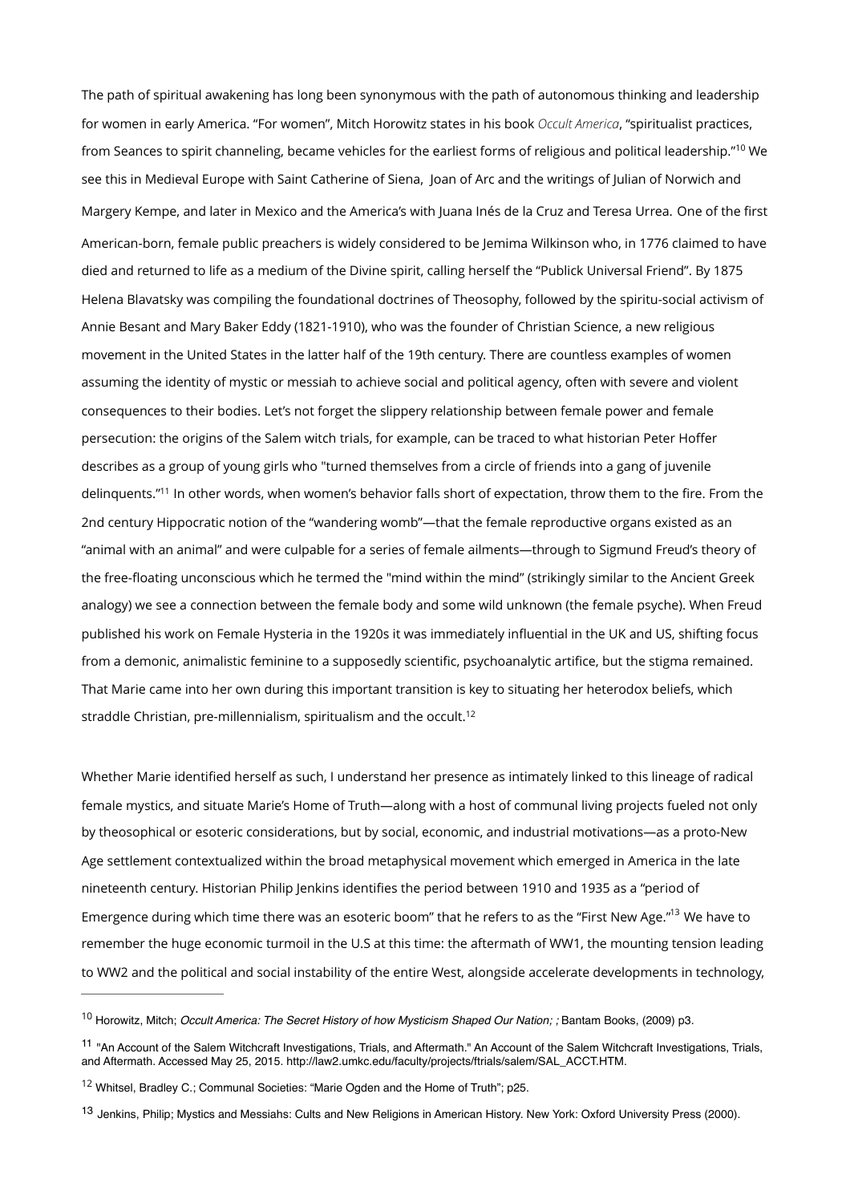The path of spiritual awakening has long been synonymous with the path of autonomous thinking and leadership for women in early America. "For women", Mitch Horowitz states in his book *Occult America*, "spiritualist practices, from Seances to spirit channeling, became vehicles for the earliest forms of religious and political leadership."[10] We see this in Medieval Europe with Saint Catherine of Siena, Joan of Arc and the writings of Julian of Norwich and Margery Kempe, and later in Mexico and the America's with Juana Inés de la Cruz and Teresa Urrea. One of the first American-born, female public preachers is widely considered to be Jemima Wilkinson who, in 1776 claimed to have died and returned to life as a medium of the Divine spirit, calling herself the "Publick Universal Friend". By 1875 Helena Blavatsky was compiling the foundational doctrines of Theosophy, followed by the spiritu-social activism of Annie Besant and Mary Baker Eddy (1821-1910), who was the founder of Christian Science, a new religious movement in the United States in the latter half of the 19th century. There are countless examples of women assuming the identity of mystic or messiah to achieve social and political agency, often with severe and violent consequences to their bodies. Let's not forget the slippery relationship between female power and female persecution: the origins of the Salem witch trials, for example, can be traced to what historian Peter Hoffer describes as a group of young girls who "turned themselves from a circle of friends into a gang of juvenile delinquents."[11] In other words, when women's behavior falls short of expectation, throw them to the fire. From the 2nd century Hippocratic notion of the "wandering womb"—that the female reproductive organs existed as an "animal with an animal" and were culpable for a series of female ailments—through to Sigmund Freud's theory of the free-floating unconscious which he termed the "mind within the mind" (strikingly similar to the Ancient Greek analogy) we see a connection between the female body and some wild unknown (the female psyche). When Freud published his work on Female Hysteria in the 1920s it was immediately influential in the UK and US, shifting focus from a demonic, animalistic feminine to a supposedly scientific, psychoanalytic artifice, but the stigma remained. That Marie came into her own during this important transition is key to situating her heterodox beliefs, which straddle Christian, pre-millennialism, spiritualism and the occult.[12]

Whether Marie identified herself as such, I understand her presence as intimately linked to this lineage of radical female mystics, and situate Marie's Home of Truth—along with a host of communal living projects fueled not only by theosophical or esoteric considerations, but by social, economic, and industrial motivations—as a proto-New Age settlement contextualized within the broad metaphysical movement which emerged in America in the late nineteenth century. Historian Philip Jenkins identifies the period between 1910 and 1935 as a "period of Emergence during which time there was an esoteric boom" that he refers to as the "First New Age."[13] We have to remember the huge economic turmoil in the U.S at this time: the aftermath of WW1, the mounting tension leading to WW2 and the political and social instability of the entire West, alongside accelerate developments in technology,

---

[10] Horowitz, Mitch; *Occult America: The Secret History of how Mysticism Shaped Our Nation; ;* Bantam Books, (2009) p3.

[11] "An Account of the Salem Witchcraft Investigations, Trials, and Aftermath." An Account of the Salem Witchcraft Investigations, Trials, and Aftermath. Accessed May 25, 2015. http://law2.umkc.edu/faculty/projects/ftrials/salem/SAL_ACCT.HTM.

[12] Whitsel, Bradley C.; Communal Societies: "Marie Ogden and the Home of Truth"; p25.

[13] Jenkins, Philip; Mystics and Messiahs: Cults and New Religions in American History. New York: Oxford University Press (2000).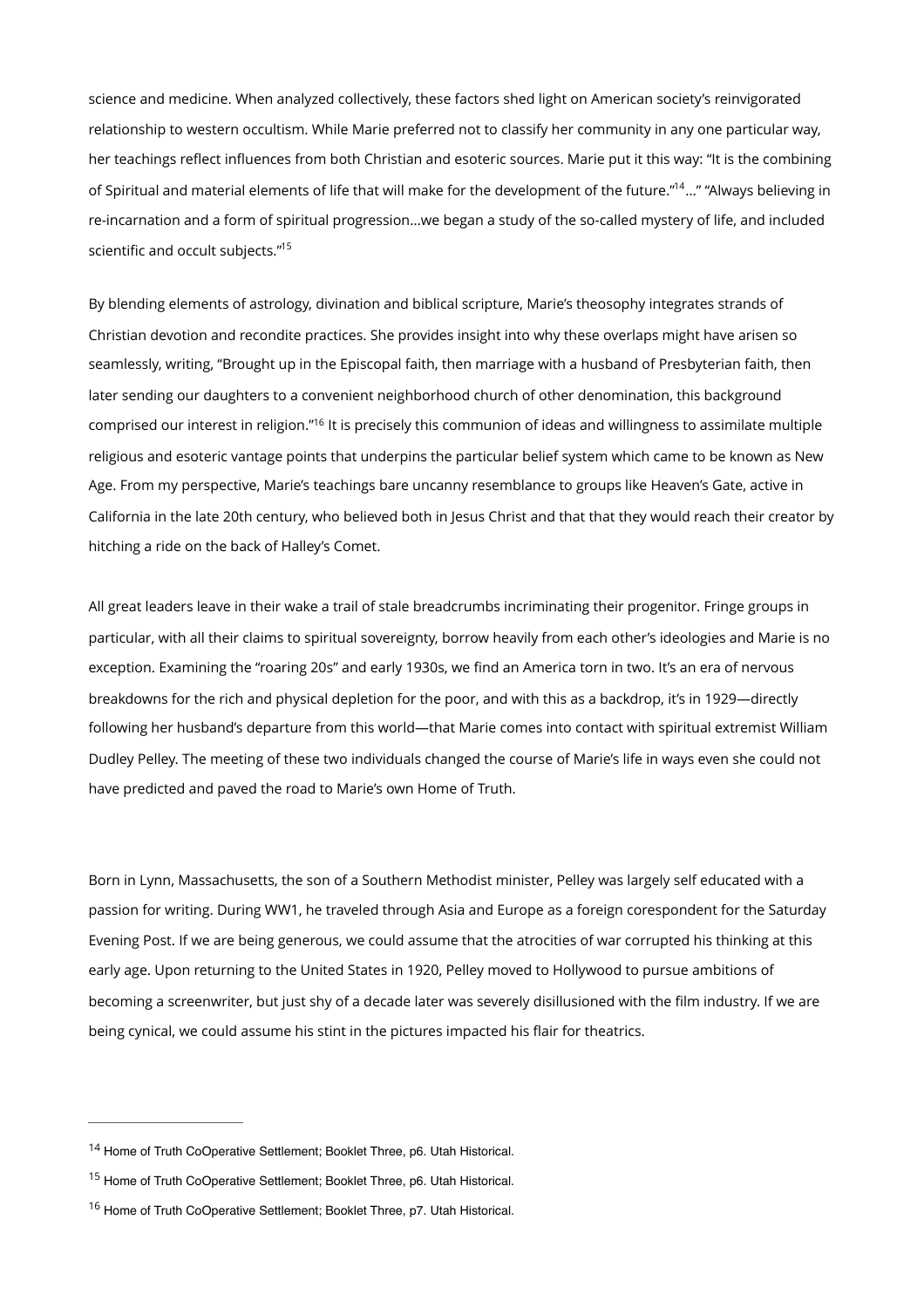science and medicine. When analyzed collectively, these factors shed light on American society's reinvigorated relationship to western occultism. While Marie preferred not to classify her community in any one particular way, her teachings reflect influences from both Christian and esoteric sources. Marie put it this way: "It is the combining of Spiritual and material elements of life that will make for the development of the future."[14]..." "Always believing in re-incarnation and a form of spiritual progression...we began a study of the so-called mystery of life, and included scientific and occult subjects."[15]

By blending elements of astrology, divination and biblical scripture, Marie's theosophy integrates strands of Christian devotion and recondite practices. She provides insight into why these overlaps might have arisen so seamlessly, writing, "Brought up in the Episcopal faith, then marriage with a husband of Presbyterian faith, then later sending our daughters to a convenient neighborhood church of other denomination, this background comprised our interest in religion."[16] It is precisely this communion of ideas and willingness to assimilate multiple religious and esoteric vantage points that underpins the particular belief system which came to be known as New Age. From my perspective, Marie's teachings bare uncanny resemblance to groups like Heaven's Gate, active in California in the late 20th century, who believed both in Jesus Christ and that that they would reach their creator by hitching a ride on the back of Halley's Comet.

All great leaders leave in their wake a trail of stale breadcrumbs incriminating their progenitor. Fringe groups in particular, with all their claims to spiritual sovereignty, borrow heavily from each other's ideologies and Marie is no exception. Examining the "roaring 20s" and early 1930s, we find an America torn in two. It's an era of nervous breakdowns for the rich and physical depletion for the poor, and with this as a backdrop, it's in 1929—directly following her husband's departure from this world—that Marie comes into contact with spiritual extremist William Dudley Pelley. The meeting of these two individuals changed the course of Marie's life in ways even she could not have predicted and paved the road to Marie's own Home of Truth.

Born in Lynn, Massachusetts, the son of a Southern Methodist minister, Pelley was largely self educated with a passion for writing. During WW1, he traveled through Asia and Europe as a foreign corespondent for the Saturday Evening Post. If we are being generous, we could assume that the atrocities of war corrupted his thinking at this early age. Upon returning to the United States in 1920, Pelley moved to Hollywood to pursue ambitions of becoming a screenwriter, but just shy of a decade later was severely disillusioned with the film industry. If we are being cynical, we could assume his stint in the pictures impacted his flair for theatrics.

---

[14] Home of Truth CoOperative Settlement; Booklet Three, p6. Utah Historical.

[15] Home of Truth CoOperative Settlement; Booklet Three, p6. Utah Historical.

[16] Home of Truth CoOperative Settlement; Booklet Three, p7. Utah Historical.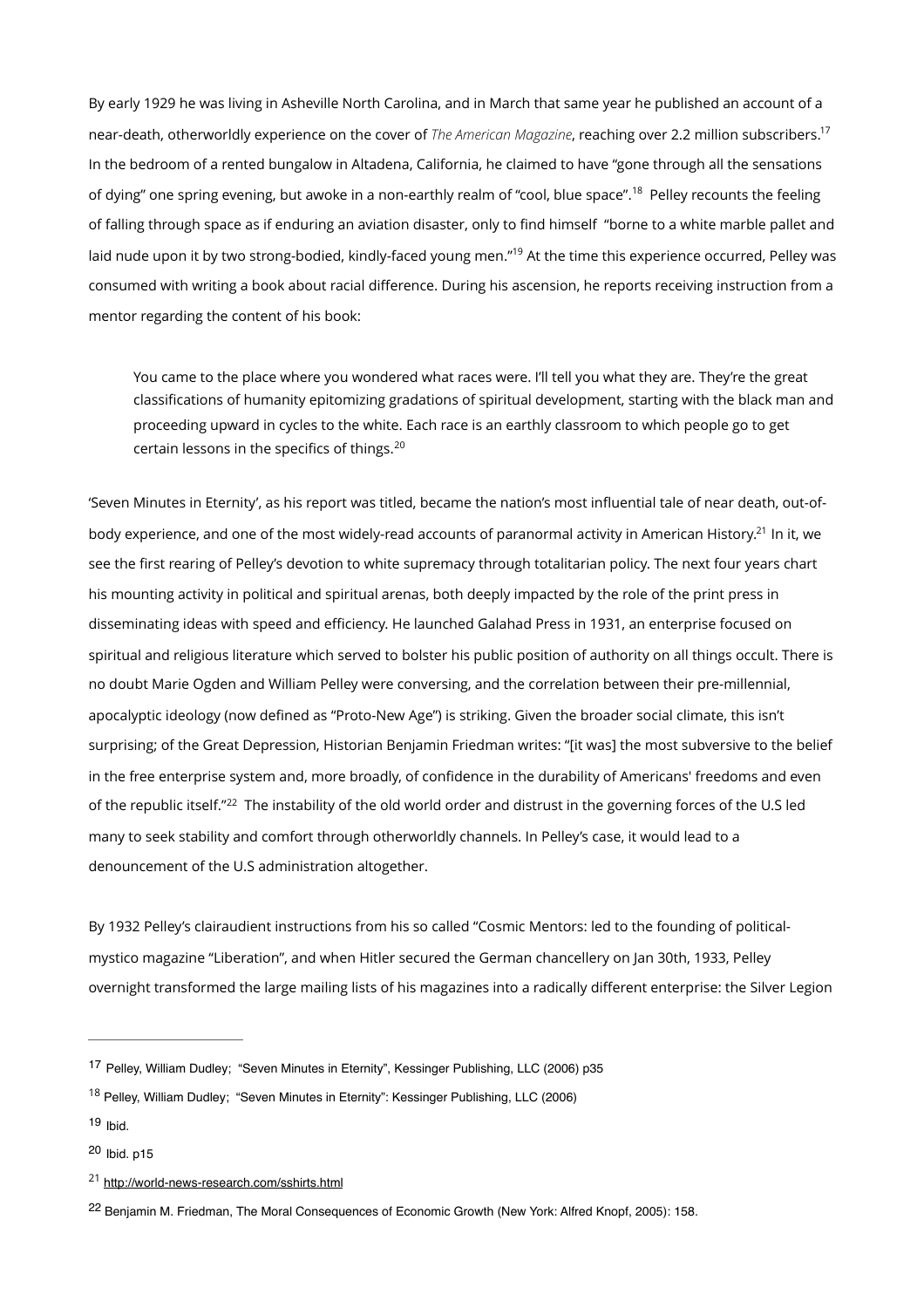By early 1929 he was living in Asheville North Carolina, and in March that same year he published an account of a near-death, otherworldly experience on the cover of *The American Magazine*, reaching over 2.2 million subscribers.[17] In the bedroom of a rented bungalow in Altadena, California, he claimed to have "gone through all the sensations of dying" one spring evening, but awoke in a non-earthly realm of "cool, blue space".[18] Pelley recounts the feeling of falling through space as if enduring an aviation disaster, only to find himself "borne to a white marble pallet and laid nude upon it by two strong-bodied, kindly-faced young men."[19] At the time this experience occurred, Pelley was consumed with writing a book about racial difference. During his ascension, he reports receiving instruction from a mentor regarding the content of his book:

> You came to the place where you wondered what races were. I'll tell you what they are. They're the great classifications of humanity epitomizing gradations of spiritual development, starting with the black man and proceeding upward in cycles to the white. Each race is an earthly classroom to which people go to get certain lessons in the specifics of things.[20]

'Seven Minutes in Eternity', as his report was titled, became the nation's most influential tale of near death, out-of-body experience, and one of the most widely-read accounts of paranormal activity in American History.[21] In it, we see the first rearing of Pelley's devotion to white supremacy through totalitarian policy. The next four years chart his mounting activity in political and spiritual arenas, both deeply impacted by the role of the print press in disseminating ideas with speed and efficiency. He launched Galahad Press in 1931, an enterprise focused on spiritual and religious literature which served to bolster his public position of authority on all things occult. There is no doubt Marie Ogden and William Pelley were conversing, and the correlation between their pre-millennial, apocalyptic ideology (now defined as "Proto-New Age") is striking. Given the broader social climate, this isn't surprising; of the Great Depression, Historian Benjamin Friedman writes: "[it was] the most subversive to the belief in the free enterprise system and, more broadly, of confidence in the durability of Americans' freedoms and even of the republic itself."[22] The instability of the old world order and distrust in the governing forces of the U.S led many to seek stability and comfort through otherworldly channels. In Pelley's case, it would lead to a denouncement of the U.S administration altogether.

By 1932 Pelley's clairaudient instructions from his so called "Cosmic Mentors: led to the founding of political-mystico magazine "Liberation", and when Hitler secured the German chancellery on Jan 30th, 1933, Pelley overnight transformed the large mailing lists of his magazines into a radically different enterprise: the Silver Legion

---

17 Pelley, William Dudley; "Seven Minutes in Eternity", Kessinger Publishing, LLC (2006) p35

18 Pelley, William Dudley; "Seven Minutes in Eternity": Kessinger Publishing, LLC (2006)

19 Ibid.

20 Ibid. p15

21 http://world-news-research.com/sshirts.html

22 Benjamin M. Friedman, The Moral Consequences of Economic Growth (New York: Alfred Knopf, 2005): 158.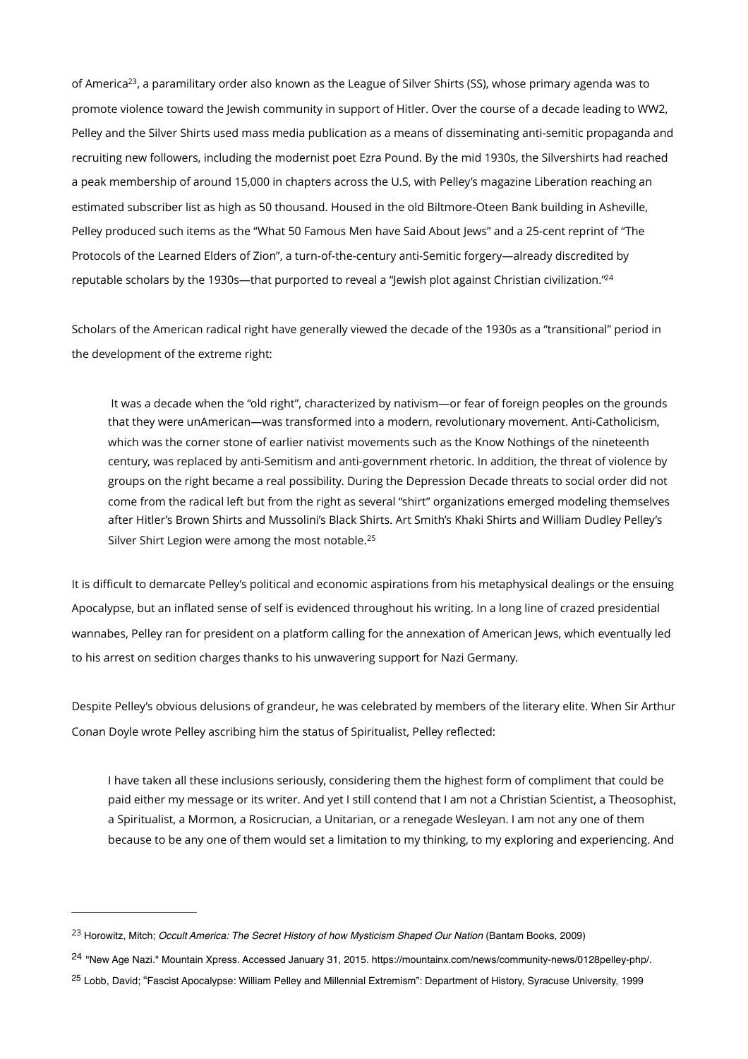of America[23], a paramilitary order also known as the League of Silver Shirts (SS), whose primary agenda was to promote violence toward the Jewish community in support of Hitler. Over the course of a decade leading to WW2, Pelley and the Silver Shirts used mass media publication as a means of disseminating anti-semitic propaganda and recruiting new followers, including the modernist poet Ezra Pound. By the mid 1930s, the Silvershirts had reached a peak membership of around 15,000 in chapters across the U.S, with Pelley's magazine Liberation reaching an estimated subscriber list as high as 50 thousand. Housed in the old Biltmore-Oteen Bank building in Asheville, Pelley produced such items as the "What 50 Famous Men have Said About Jews" and a 25-cent reprint of "The Protocols of the Learned Elders of Zion", a turn-of-the-century anti-Semitic forgery—already discredited by reputable scholars by the 1930s—that purported to reveal a "Jewish plot against Christian civilization."[24]

Scholars of the American radical right have generally viewed the decade of the 1930s as a "transitional" period in the development of the extreme right:

> It was a decade when the "old right", characterized by nativism—or fear of foreign peoples on the grounds that they were unAmerican—was transformed into a modern, revolutionary movement. Anti-Catholicism, which was the corner stone of earlier nativist movements such as the Know Nothings of the nineteenth century, was replaced by anti-Semitism and anti-government rhetoric. In addition, the threat of violence by groups on the right became a real possibility. During the Depression Decade threats to social order did not come from the radical left but from the right as several "shirt" organizations emerged modeling themselves after Hitler's Brown Shirts and Mussolini's Black Shirts. Art Smith's Khaki Shirts and William Dudley Pelley's Silver Shirt Legion were among the most notable.[25]

It is difficult to demarcate Pelley's political and economic aspirations from his metaphysical dealings or the ensuing Apocalypse, but an inflated sense of self is evidenced throughout his writing. In a long line of crazed presidential wannabes, Pelley ran for president on a platform calling for the annexation of American Jews, which eventually led to his arrest on sedition charges thanks to his unwavering support for Nazi Germany.

Despite Pelley's obvious delusions of grandeur, he was celebrated by members of the literary elite. When Sir Arthur Conan Doyle wrote Pelley ascribing him the status of Spiritualist, Pelley reflected:

> I have taken all these inclusions seriously, considering them the highest form of compliment that could be paid either my message or its writer. And yet I still contend that I am not a Christian Scientist, a Theosophist, a Spiritualist, a Mormon, a Rosicrucian, a Unitarian, or a renegade Wesleyan. I am not any one of them because to be any one of them would set a limitation to my thinking, to my exploring and experiencing. And

---

[23] Horowitz, Mitch; *Occult America: The Secret History of how Mysticism Shaped Our Nation* (Bantam Books, 2009)

[24] "New Age Nazi." Mountain Xpress. Accessed January 31, 2015. https://mountainx.com/news/community-news/0128pelley-php/.

[25] Lobb, David; "Fascist Apocalypse: William Pelley and Millennial Extremism": Department of History, Syracuse University, 1999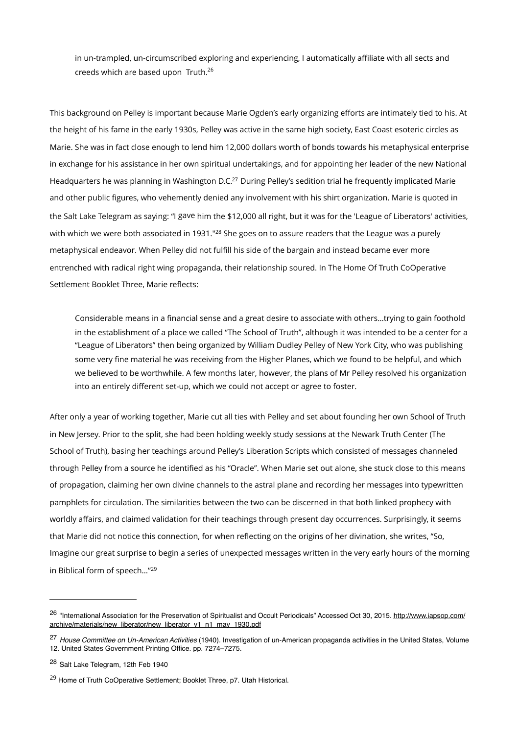> in un-trampled, un-circumscribed exploring and experiencing, I automatically affiliate with all sects and creeds which are based upon Truth.[26]

This background on Pelley is important because Marie Ogden's early organizing efforts are intimately tied to his. At the height of his fame in the early 1930s, Pelley was active in the same high society, East Coast esoteric circles as Marie. She was in fact close enough to lend him 12,000 dollars worth of bonds towards his metaphysical enterprise in exchange for his assistance in her own spiritual undertakings, and for appointing her leader of the new National Headquarters he was planning in Washington D.C.[27] During Pelley's sedition trial he frequently implicated Marie and other public figures, who vehemently denied any involvement with his shirt organization. Marie is quoted in the Salt Lake Telegram as saying: "I gave him the $12,000 all right, but it was for the 'League of Liberators' activities, with which we were both associated in 1931."[28] She goes on to assure readers that the League was a purely metaphysical endeavor. When Pelley did not fulfill his side of the bargain and instead became ever more entrenched with radical right wing propaganda, their relationship soured. In The Home Of Truth CoOperative Settlement Booklet Three, Marie reflects:

> Considerable means in a financial sense and a great desire to associate with others...trying to gain foothold in the establishment of a place we called "The School of Truth", although it was intended to be a center for a "League of Liberators" then being organized by William Dudley Pelley of New York City, who was publishing some very fine material he was receiving from the Higher Planes, which we found to be helpful, and which we believed to be worthwhile. A few months later, however, the plans of Mr Pelley resolved his organization into an entirely different set-up, which we could not accept or agree to foster.

After only a year of working together, Marie cut all ties with Pelley and set about founding her own School of Truth in New Jersey. Prior to the split, she had been holding weekly study sessions at the Newark Truth Center (The School of Truth), basing her teachings around Pelley's Liberation Scripts which consisted of messages channeled through Pelley from a source he identified as his "Oracle". When Marie set out alone, she stuck close to this means of propagation, claiming her own divine channels to the astral plane and recording her messages into typewritten pamphlets for circulation. The similarities between the two can be discerned in that both linked prophecy with worldly affairs, and claimed validation for their teachings through present day occurrences. Surprisingly, it seems that Marie did not notice this connection, for when reflecting on the origins of her divination, she writes, "So, Imagine our great surprise to begin a series of unexpected messages written in the very early hours of the morning in Biblical form of speech..."[29]

---

[26] "International Association for the Preservation of Spiritualist and Occult Periodicals" Accessed Oct 30, 2015. http://www.iapsop.com/archive/materials/new_liberator/new_liberator_v1_n1_may_1930.pdf

[27] *House Committee on Un-American Activities* (1940). Investigation of un-American propaganda activities in the United States, Volume 12. United States Government Printing Office. pp. 7274–7275.

[28] Salt Lake Telegram, 12th Feb 1940

[29] Home of Truth CoOperative Settlement; Booklet Three, p7. Utah Historical.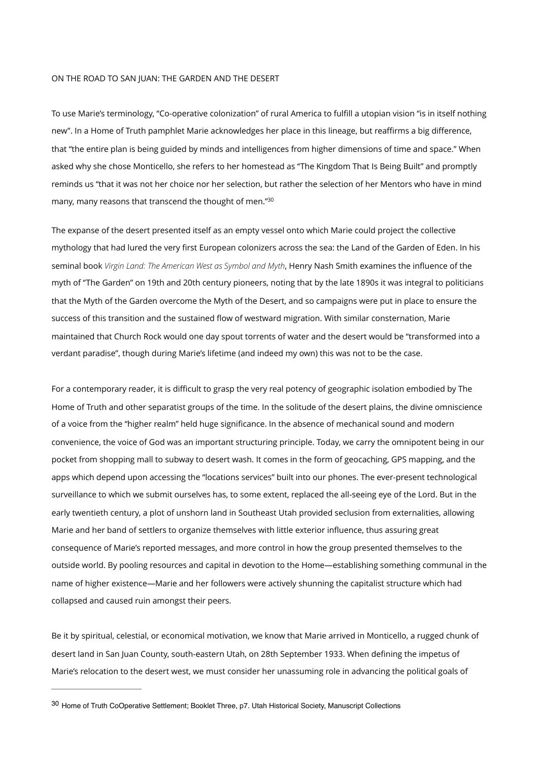ON THE ROAD TO SAN JUAN: THE GARDEN AND THE DESERT

To use Marie's terminology, "Co-operative colonization" of rural America to fulfill a utopian vision "is in itself nothing new". In a Home of Truth pamphlet Marie acknowledges her place in this lineage, but reaffirms a big difference, that "the entire plan is being guided by minds and intelligences from higher dimensions of time and space." When asked why she chose Monticello, she refers to her homestead as "The Kingdom That Is Being Built" and promptly reminds us "that it was not her choice nor her selection, but rather the selection of her Mentors who have in mind many, many reasons that transcend the thought of men."[30]

The expanse of the desert presented itself as an empty vessel onto which Marie could project the collective mythology that had lured the very first European colonizers across the sea: the Land of the Garden of Eden. In his seminal book *Virgin Land: The American West as Symbol and Myth*, Henry Nash Smith examines the influence of the myth of "The Garden" on 19th and 20th century pioneers, noting that by the late 1890s it was integral to politicians that the Myth of the Garden overcome the Myth of the Desert, and so campaigns were put in place to ensure the success of this transition and the sustained flow of westward migration. With similar consternation, Marie maintained that Church Rock would one day spout torrents of water and the desert would be "transformed into a verdant paradise", though during Marie's lifetime (and indeed my own) this was not to be the case.

For a contemporary reader, it is difficult to grasp the very real potency of geographic isolation embodied by The Home of Truth and other separatist groups of the time. In the solitude of the desert plains, the divine omniscience of a voice from the "higher realm" held huge significance. In the absence of mechanical sound and modern convenience, the voice of God was an important structuring principle. Today, we carry the omnipotent being in our pocket from shopping mall to subway to desert wash. It comes in the form of geocaching, GPS mapping, and the apps which depend upon accessing the "locations services" built into our phones. The ever-present technological surveillance to which we submit ourselves has, to some extent, replaced the all-seeing eye of the Lord. But in the early twentieth century, a plot of unshorn land in Southeast Utah provided seclusion from externalities, allowing Marie and her band of settlers to organize themselves with little exterior influence, thus assuring great consequence of Marie's reported messages, and more control in how the group presented themselves to the outside world. By pooling resources and capital in devotion to the Home—establishing something communal in the name of higher existence—Marie and her followers were actively shunning the capitalist structure which had collapsed and caused ruin amongst their peers.

Be it by spiritual, celestial, or economical motivation, we know that Marie arrived in Monticello, a rugged chunk of desert land in San Juan County, south-eastern Utah, on 28th September 1933. When defining the impetus of Marie's relocation to the desert west, we must consider her unassuming role in advancing the political goals of

---

[30] Home of Truth CoOperative Settlement; Booklet Three, p7. Utah Historical Society, Manuscript Collections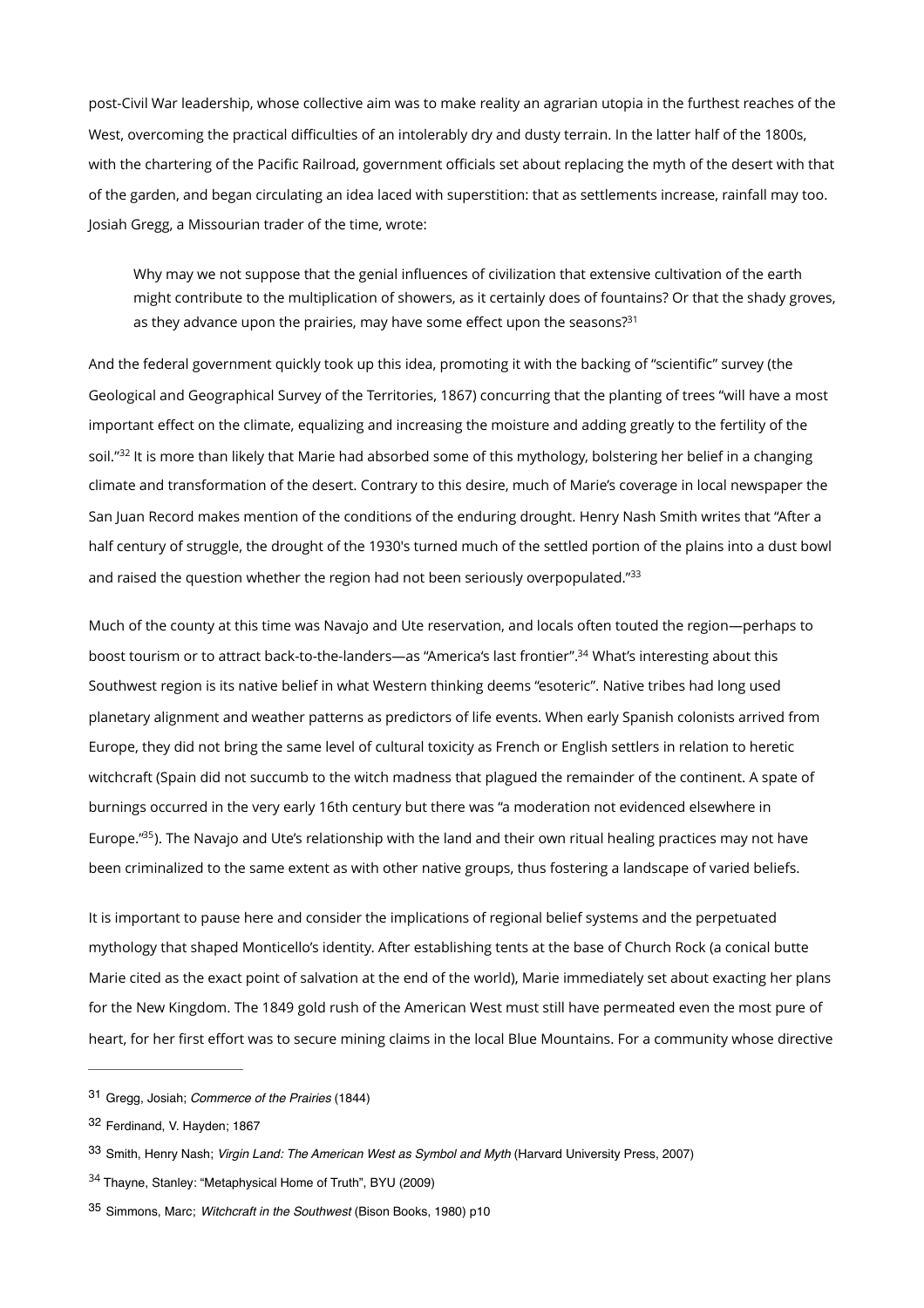post-Civil War leadership, whose collective aim was to make reality an agrarian utopia in the furthest reaches of the West, overcoming the practical difficulties of an intolerably dry and dusty terrain. In the latter half of the 1800s, with the chartering of the Pacific Railroad, government officials set about replacing the myth of the desert with that of the garden, and began circulating an idea laced with superstition: that as settlements increase, rainfall may too. Josiah Gregg, a Missourian trader of the time, wrote:

> Why may we not suppose that the genial influences of civilization that extensive cultivation of the earth might contribute to the multiplication of showers, as it certainly does of fountains? Or that the shady groves, as they advance upon the prairies, may have some effect upon the seasons?[31]

And the federal government quickly took up this idea, promoting it with the backing of "scientific" survey (the Geological and Geographical Survey of the Territories, 1867) concurring that the planting of trees "will have a most important effect on the climate, equalizing and increasing the moisture and adding greatly to the fertility of the soil."[32] It is more than likely that Marie had absorbed some of this mythology, bolstering her belief in a changing climate and transformation of the desert. Contrary to this desire, much of Marie's coverage in local newspaper the San Juan Record makes mention of the conditions of the enduring drought. Henry Nash Smith writes that "After a half century of struggle, the drought of the 1930's turned much of the settled portion of the plains into a dust bowl and raised the question whether the region had not been seriously overpopulated."[33]

Much of the county at this time was Navajo and Ute reservation, and locals often touted the region—perhaps to boost tourism or to attract back-to-the-landers—as "America's last frontier".[34] What's interesting about this Southwest region is its native belief in what Western thinking deems "esoteric". Native tribes had long used planetary alignment and weather patterns as predictors of life events. When early Spanish colonists arrived from Europe, they did not bring the same level of cultural toxicity as French or English settlers in relation to heretic witchcraft (Spain did not succumb to the witch madness that plagued the remainder of the continent. A spate of burnings occurred in the very early 16th century but there was "a moderation not evidenced elsewhere in Europe."[35]). The Navajo and Ute's relationship with the land and their own ritual healing practices may not have been criminalized to the same extent as with other native groups, thus fostering a landscape of varied beliefs.

It is important to pause here and consider the implications of regional belief systems and the perpetuated mythology that shaped Monticello's identity. After establishing tents at the base of Church Rock (a conical butte Marie cited as the exact point of salvation at the end of the world), Marie immediately set about exacting her plans for the New Kingdom. The 1849 gold rush of the American West must still have permeated even the most pure of heart, for her first effort was to secure mining claims in the local Blue Mountains. For a community whose directive

---

[31] Gregg, Josiah; *Commerce of the Prairies* (1844)

[32] Ferdinand, V. Hayden; 1867

[33] Smith, Henry Nash; *Virgin Land: The American West as Symbol and Myth* (Harvard University Press, 2007)

[34] Thayne, Stanley: "Metaphysical Home of Truth", BYU (2009)

[35] Simmons, Marc; *Witchcraft in the Southwest* (Bison Books, 1980) p10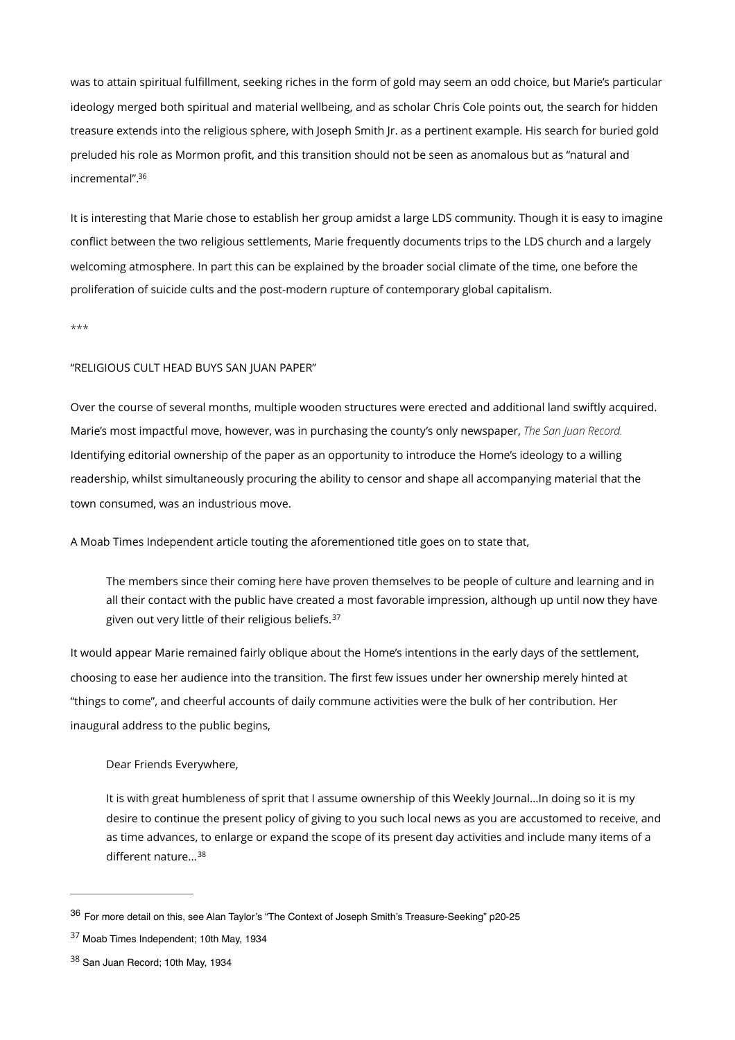was to attain spiritual fulfillment, seeking riches in the form of gold may seem an odd choice, but Marie's particular ideology merged both spiritual and material wellbeing, and as scholar Chris Cole points out, the search for hidden treasure extends into the religious sphere, with Joseph Smith Jr. as a pertinent example. His search for buried gold preluded his role as Mormon profit, and this transition should not be seen as anomalous but as "natural and incremental".[36]

It is interesting that Marie chose to establish her group amidst a large LDS community. Though it is easy to imagine conflict between the two religious settlements, Marie frequently documents trips to the LDS church and a largely welcoming atmosphere. In part this can be explained by the broader social climate of the time, one before the proliferation of suicide cults and the post-modern rupture of contemporary global capitalism.

***

"RELIGIOUS CULT HEAD BUYS SAN JUAN PAPER"

Over the course of several months, multiple wooden structures were erected and additional land swiftly acquired. Marie's most impactful move, however, was in purchasing the county's only newspaper, *The San Juan Record.* Identifying editorial ownership of the paper as an opportunity to introduce the Home's ideology to a willing readership, whilst simultaneously procuring the ability to censor and shape all accompanying material that the town consumed, was an industrious move.

A Moab Times Independent article touting the aforementioned title goes on to state that,

> The members since their coming here have proven themselves to be people of culture and learning and in all their contact with the public have created a most favorable impression, although up until now they have given out very little of their religious beliefs.[37]

It would appear Marie remained fairly oblique about the Home's intentions in the early days of the settlement, choosing to ease her audience into the transition. The first few issues under her ownership merely hinted at "things to come", and cheerful accounts of daily commune activities were the bulk of her contribution. Her inaugural address to the public begins,

> Dear Friends Everywhere,
>
> It is with great humbleness of sprit that I assume ownership of this Weekly Journal…In doing so it is my desire to continue the present policy of giving to you such local news as you are accustomed to receive, and as time advances, to enlarge or expand the scope of its present day activities and include many items of a different nature…[38]

---

[36] For more detail on this, see Alan Taylor's "The Context of Joseph Smith's Treasure-Seeking" p20-25

[37] Moab Times Independent; 10th May, 1934

[38] San Juan Record; 10th May, 1934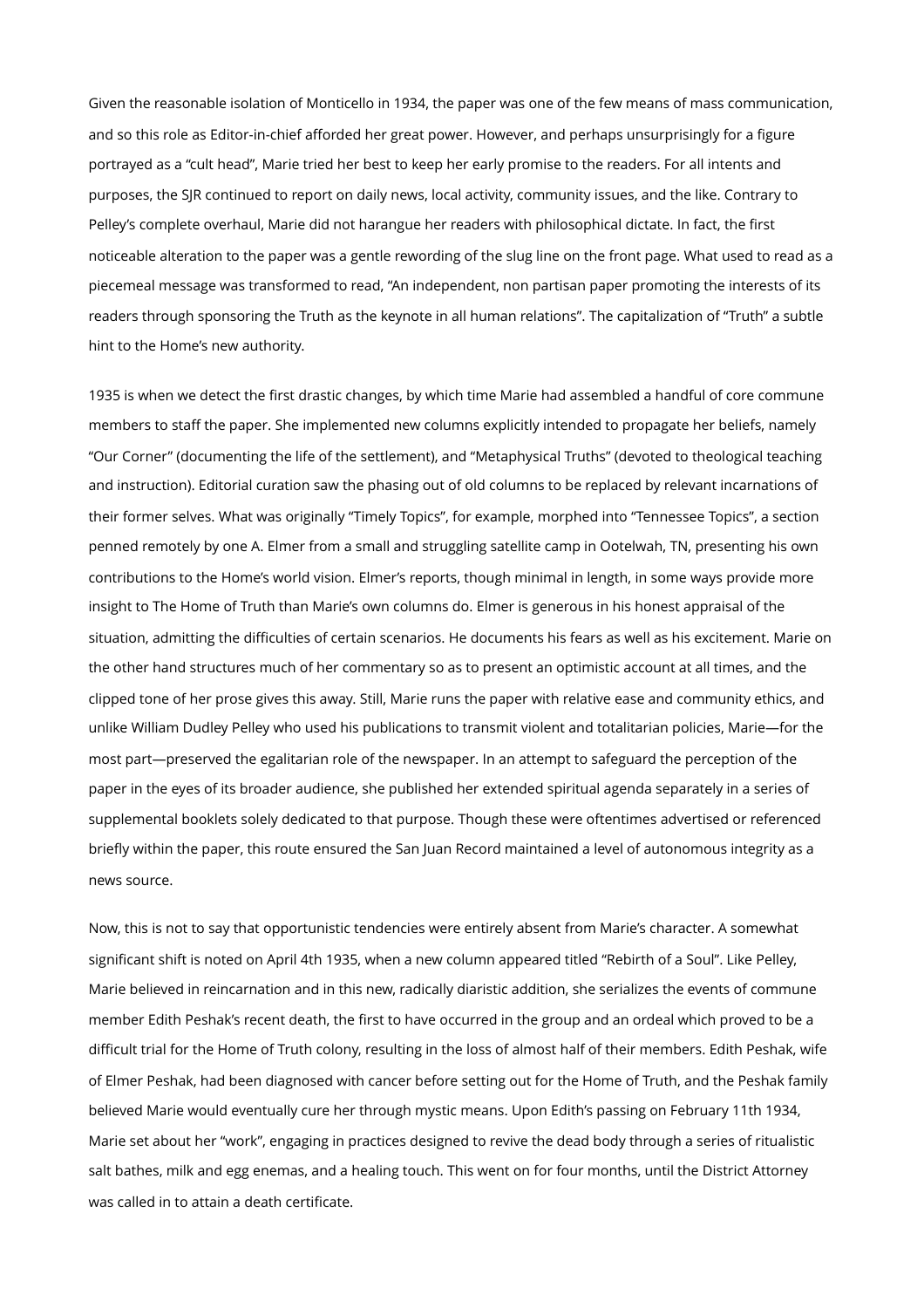Given the reasonable isolation of Monticello in 1934, the paper was one of the few means of mass communication, and so this role as Editor-in-chief afforded her great power. However, and perhaps unsurprisingly for a figure portrayed as a "cult head", Marie tried her best to keep her early promise to the readers. For all intents and purposes, the SJR continued to report on daily news, local activity, community issues, and the like. Contrary to Pelley's complete overhaul, Marie did not harangue her readers with philosophical dictate. In fact, the first noticeable alteration to the paper was a gentle rewording of the slug line on the front page. What used to read as a piecemeal message was transformed to read, "An independent, non partisan paper promoting the interests of its readers through sponsoring the Truth as the keynote in all human relations". The capitalization of "Truth" a subtle hint to the Home's new authority.

1935 is when we detect the first drastic changes, by which time Marie had assembled a handful of core commune members to staff the paper. She implemented new columns explicitly intended to propagate her beliefs, namely "Our Corner" (documenting the life of the settlement), and "Metaphysical Truths" (devoted to theological teaching and instruction). Editorial curation saw the phasing out of old columns to be replaced by relevant incarnations of their former selves. What was originally "Timely Topics", for example, morphed into "Tennessee Topics", a section penned remotely by one A. Elmer from a small and struggling satellite camp in Ootelwah, TN, presenting his own contributions to the Home's world vision. Elmer's reports, though minimal in length, in some ways provide more insight to The Home of Truth than Marie's own columns do. Elmer is generous in his honest appraisal of the situation, admitting the difficulties of certain scenarios. He documents his fears as well as his excitement. Marie on the other hand structures much of her commentary so as to present an optimistic account at all times, and the clipped tone of her prose gives this away. Still, Marie runs the paper with relative ease and community ethics, and unlike William Dudley Pelley who used his publications to transmit violent and totalitarian policies, Marie—for the most part—preserved the egalitarian role of the newspaper. In an attempt to safeguard the perception of the paper in the eyes of its broader audience, she published her extended spiritual agenda separately in a series of supplemental booklets solely dedicated to that purpose. Though these were oftentimes advertised or referenced briefly within the paper, this route ensured the San Juan Record maintained a level of autonomous integrity as a news source.

Now, this is not to say that opportunistic tendencies were entirely absent from Marie's character. A somewhat significant shift is noted on April 4th 1935, when a new column appeared titled "Rebirth of a Soul". Like Pelley, Marie believed in reincarnation and in this new, radically diaristic addition, she serializes the events of commune member Edith Peshak's recent death, the first to have occurred in the group and an ordeal which proved to be a difficult trial for the Home of Truth colony, resulting in the loss of almost half of their members. Edith Peshak, wife of Elmer Peshak, had been diagnosed with cancer before setting out for the Home of Truth, and the Peshak family believed Marie would eventually cure her through mystic means. Upon Edith's passing on February 11th 1934, Marie set about her "work", engaging in practices designed to revive the dead body through a series of ritualistic salt bathes, milk and egg enemas, and a healing touch. This went on for four months, until the District Attorney was called in to attain a death certificate.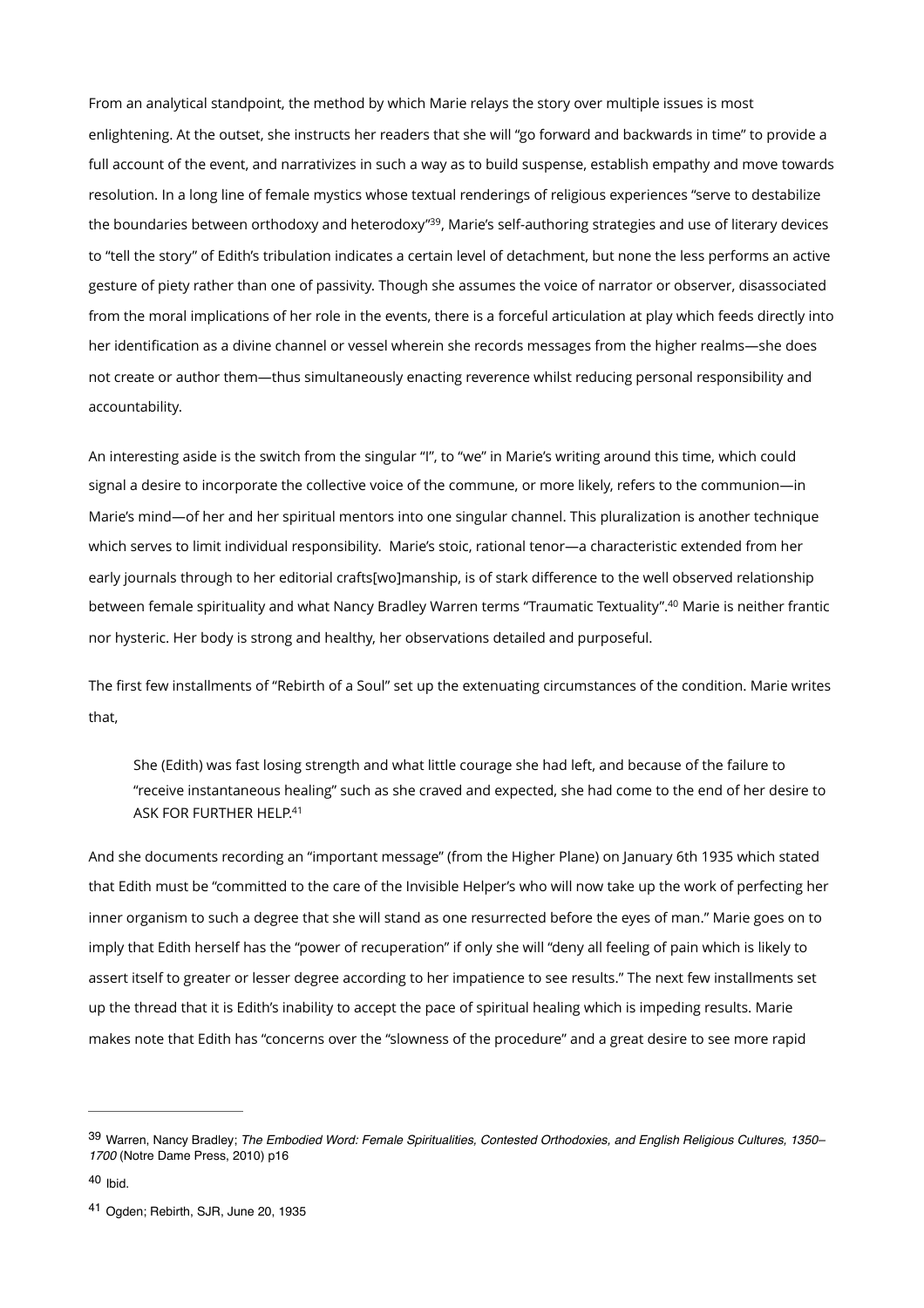From an analytical standpoint, the method by which Marie relays the story over multiple issues is most enlightening. At the outset, she instructs her readers that she will "go forward and backwards in time" to provide a full account of the event, and narrativizes in such a way as to build suspense, establish empathy and move towards resolution. In a long line of female mystics whose textual renderings of religious experiences "serve to destabilize the boundaries between orthodoxy and heterodoxy"[39], Marie's self-authoring strategies and use of literary devices to "tell the story" of Edith's tribulation indicates a certain level of detachment, but none the less performs an active gesture of piety rather than one of passivity. Though she assumes the voice of narrator or observer, disassociated from the moral implications of her role in the events, there is a forceful articulation at play which feeds directly into her identification as a divine channel or vessel wherein she records messages from the higher realms—she does not create or author them—thus simultaneously enacting reverence whilst reducing personal responsibility and accountability.

An interesting aside is the switch from the singular "I", to "we" in Marie's writing around this time, which could signal a desire to incorporate the collective voice of the commune, or more likely, refers to the communion—in Marie's mind—of her and her spiritual mentors into one singular channel. This pluralization is another technique which serves to limit individual responsibility. Marie's stoic, rational tenor—a characteristic extended from her early journals through to her editorial crafts[wo]manship, is of stark difference to the well observed relationship between female spirituality and what Nancy Bradley Warren terms "Traumatic Textuality".[40] Marie is neither frantic nor hysteric. Her body is strong and healthy, her observations detailed and purposeful.

The first few installments of "Rebirth of a Soul" set up the extenuating circumstances of the condition. Marie writes that,

> She (Edith) was fast losing strength and what little courage she had left, and because of the failure to "receive instantaneous healing" such as she craved and expected, she had come to the end of her desire to ASK FOR FURTHER HELP.[41]

And she documents recording an "important message" (from the Higher Plane) on January 6th 1935 which stated that Edith must be "committed to the care of the Invisible Helper's who will now take up the work of perfecting her inner organism to such a degree that she will stand as one resurrected before the eyes of man." Marie goes on to imply that Edith herself has the "power of recuperation" if only she will "deny all feeling of pain which is likely to assert itself to greater or lesser degree according to her impatience to see results." The next few installments set up the thread that it is Edith's inability to accept the pace of spiritual healing which is impeding results. Marie makes note that Edith has "concerns over the "slowness of the procedure" and a great desire to see more rapid

---

[39] Warren, Nancy Bradley; *The Embodied Word: Female Spiritualities, Contested Orthodoxies, and English Religious Cultures, 1350–1700* (Notre Dame Press, 2010) p16

[40] Ibid.

[41] Ogden; Rebirth, SJR, June 20, 1935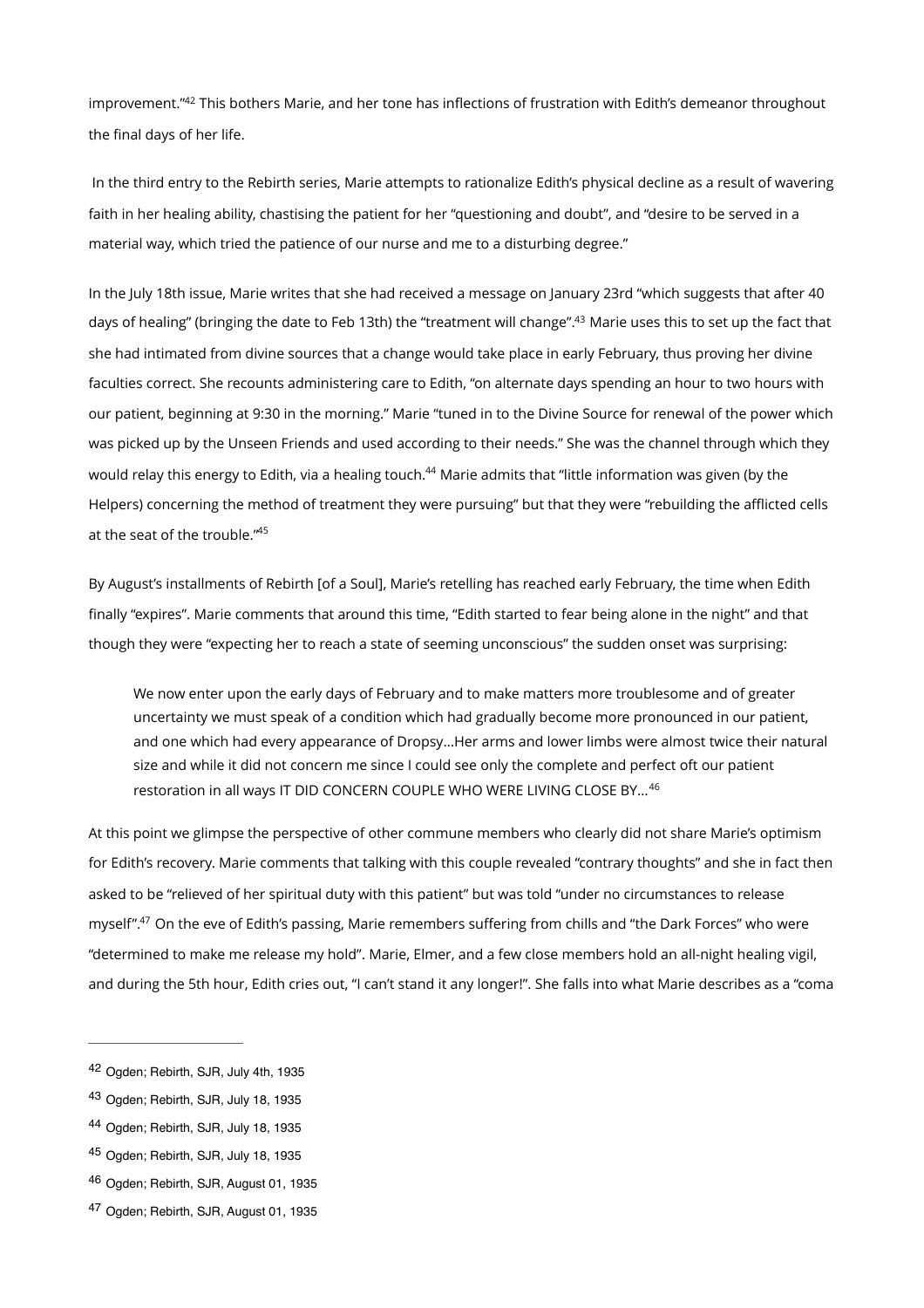improvement."[42] This bothers Marie, and her tone has inflections of frustration with Edith's demeanor throughout the final days of her life.

In the third entry to the Rebirth series, Marie attempts to rationalize Edith's physical decline as a result of wavering faith in her healing ability, chastising the patient for her "questioning and doubt", and "desire to be served in a material way, which tried the patience of our nurse and me to a disturbing degree."

In the July 18th issue, Marie writes that she had received a message on January 23rd "which suggests that after 40 days of healing" (bringing the date to Feb 13th) the "treatment will change".[43] Marie uses this to set up the fact that she had intimated from divine sources that a change would take place in early February, thus proving her divine faculties correct. She recounts administering care to Edith, "on alternate days spending an hour to two hours with our patient, beginning at 9:30 in the morning." Marie "tuned in to the Divine Source for renewal of the power which was picked up by the Unseen Friends and used according to their needs." She was the channel through which they would relay this energy to Edith, via a healing touch.[44] Marie admits that "little information was given (by the Helpers) concerning the method of treatment they were pursuing" but that they were "rebuilding the afflicted cells at the seat of the trouble."[45]

By August's installments of Rebirth [of a Soul], Marie's retelling has reached early February, the time when Edith finally "expires". Marie comments that around this time, "Edith started to fear being alone in the night" and that though they were "expecting her to reach a state of seeming unconscious" the sudden onset was surprising:

> We now enter upon the early days of February and to make matters more troublesome and of greater uncertainty we must speak of a condition which had gradually become more pronounced in our patient, and one which had every appearance of Dropsy...Her arms and lower limbs were almost twice their natural size and while it did not concern me since I could see only the complete and perfect oft our patient restoration in all ways IT DID CONCERN COUPLE WHO WERE LIVING CLOSE BY...[46]

At this point we glimpse the perspective of other commune members who clearly did not share Marie's optimism for Edith's recovery. Marie comments that talking with this couple revealed "contrary thoughts" and she in fact then asked to be "relieved of her spiritual duty with this patient" but was told "under no circumstances to release myself".[47] On the eve of Edith's passing, Marie remembers suffering from chills and "the Dark Forces" who were "determined to make me release my hold". Marie, Elmer, and a few close members hold an all-night healing vigil, and during the 5th hour, Edith cries out, "I can't stand it any longer!". She falls into what Marie describes as a "coma

---

42 Ogden; Rebirth, SJR, July 4th, 1935

43 Ogden; Rebirth, SJR, July 18, 1935

44 Ogden; Rebirth, SJR, July 18, 1935

45 Ogden; Rebirth, SJR, July 18, 1935

46 Ogden; Rebirth, SJR, August 01, 1935

47 Ogden; Rebirth, SJR, August 01, 1935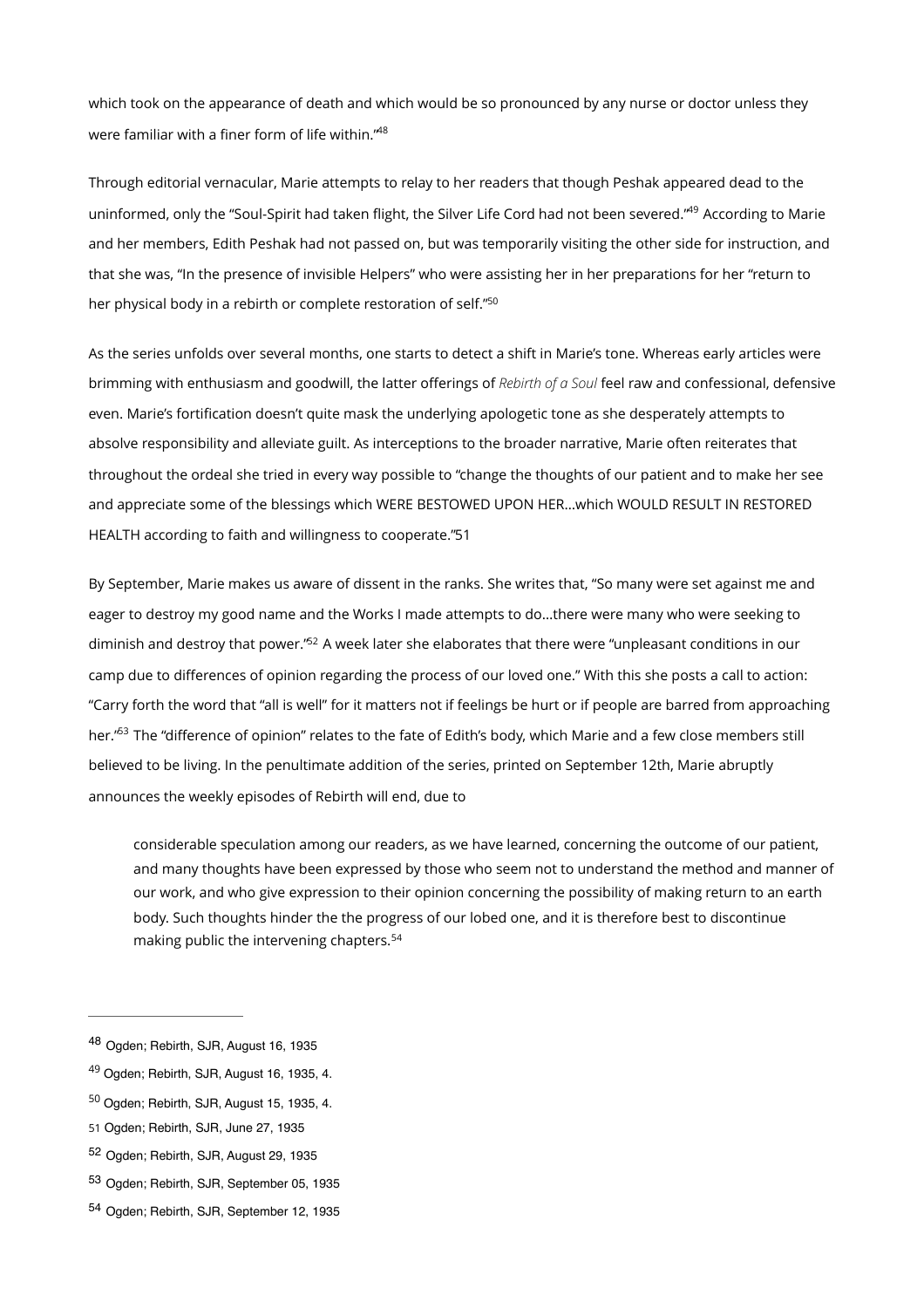which took on the appearance of death and which would be so pronounced by any nurse or doctor unless they were familiar with a finer form of life within."[48]

Through editorial vernacular, Marie attempts to relay to her readers that though Peshak appeared dead to the uninformed, only the "Soul-Spirit had taken flight, the Silver Life Cord had not been severed."[49] According to Marie and her members, Edith Peshak had not passed on, but was temporarily visiting the other side for instruction, and that she was, "In the presence of invisible Helpers" who were assisting her in her preparations for her "return to her physical body in a rebirth or complete restoration of self."[50]

As the series unfolds over several months, one starts to detect a shift in Marie's tone. Whereas early articles were brimming with enthusiasm and goodwill, the latter offerings of *Rebirth of a Soul* feel raw and confessional, defensive even. Marie's fortification doesn't quite mask the underlying apologetic tone as she desperately attempts to absolve responsibility and alleviate guilt. As interceptions to the broader narrative, Marie often reiterates that throughout the ordeal she tried in every way possible to "change the thoughts of our patient and to make her see and appreciate some of the blessings which WERE BESTOWED UPON HER...which WOULD RESULT IN RESTORED HEALTH according to faith and willingness to cooperate."51

By September, Marie makes us aware of dissent in the ranks. She writes that, "So many were set against me and eager to destroy my good name and the Works I made attempts to do...there were many who were seeking to diminish and destroy that power."[52] A week later she elaborates that there were "unpleasant conditions in our camp due to differences of opinion regarding the process of our loved one." With this she posts a call to action: "Carry forth the word that "all is well" for it matters not if feelings be hurt or if people are barred from approaching her."[53] The "difference of opinion" relates to the fate of Edith's body, which Marie and a few close members still believed to be living. In the penultimate addition of the series, printed on September 12th, Marie abruptly announces the weekly episodes of Rebirth will end, due to

> considerable speculation among our readers, as we have learned, concerning the outcome of our patient, and many thoughts have been expressed by those who seem not to understand the method and manner of our work, and who give expression to their opinion concerning the possibility of making return to an earth body. Such thoughts hinder the the progress of our lobed one, and it is therefore best to discontinue making public the intervening chapters.[54]

---

[48] Ogden; Rebirth, SJR, August 16, 1935

[49] Ogden; Rebirth, SJR, August 16, 1935, 4.

[50] Ogden; Rebirth, SJR, August 15, 1935, 4.

51 Ogden; Rebirth, SJR, June 27, 1935

[52] Ogden; Rebirth, SJR, August 29, 1935

[53] Ogden; Rebirth, SJR, September 05, 1935

[54] Ogden; Rebirth, SJR, September 12, 1935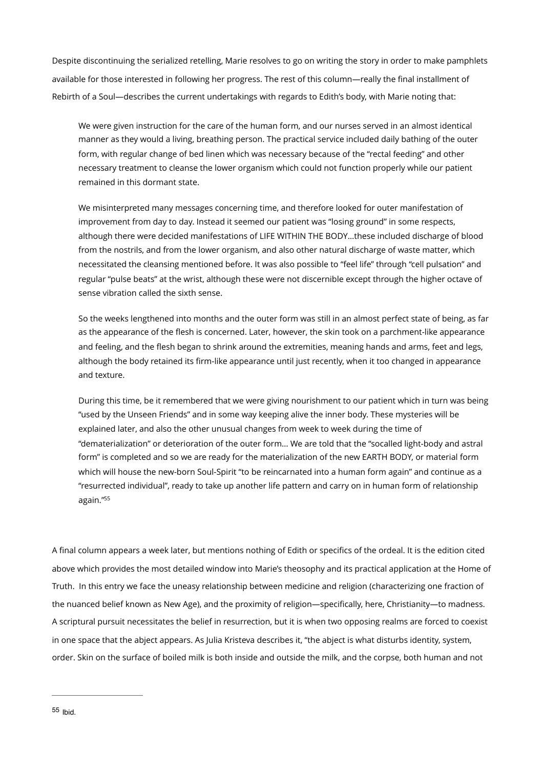Despite discontinuing the serialized retelling, Marie resolves to go on writing the story in order to make pamphlets available for those interested in following her progress. The rest of this column—really the final installment of Rebirth of a Soul—describes the current undertakings with regards to Edith's body, with Marie noting that:

> We were given instruction for the care of the human form, and our nurses served in an almost identical manner as they would a living, breathing person. The practical service included daily bathing of the outer form, with regular change of bed linen which was necessary because of the "rectal feeding" and other necessary treatment to cleanse the lower organism which could not function properly while our patient remained in this dormant state.
>
> We misinterpreted many messages concerning time, and therefore looked for outer manifestation of improvement from day to day. Instead it seemed our patient was "losing ground" in some respects, although there were decided manifestations of LIFE WITHIN THE BODY…these included discharge of blood from the nostrils, and from the lower organism, and also other natural discharge of waste matter, which necessitated the cleansing mentioned before. It was also possible to "feel life" through "cell pulsation" and regular "pulse beats" at the wrist, although these were not discernible except through the higher octave of sense vibration called the sixth sense.
>
> So the weeks lengthened into months and the outer form was still in an almost perfect state of being, as far as the appearance of the flesh is concerned. Later, however, the skin took on a parchment-like appearance and feeling, and the flesh began to shrink around the extremities, meaning hands and arms, feet and legs, although the body retained its firm-like appearance until just recently, when it too changed in appearance and texture.
>
> During this time, be it remembered that we were giving nourishment to our patient which in turn was being "used by the Unseen Friends" and in some way keeping alive the inner body. These mysteries will be explained later, and also the other unusual changes from week to week during the time of "dematerialization" or deterioration of the outer form… We are told that the "socalled light-body and astral form" is completed and so we are ready for the materialization of the new EARTH BODY, or material form which will house the new-born Soul-Spirit "to be reincarnated into a human form again" and continue as a "resurrected individual", ready to take up another life pattern and carry on in human form of relationship again."[55]

A final column appears a week later, but mentions nothing of Edith or specifics of the ordeal. It is the edition cited above which provides the most detailed window into Marie's theosophy and its practical application at the Home of Truth. In this entry we face the uneasy relationship between medicine and religion (characterizing one fraction of the nuanced belief known as New Age), and the proximity of religion—specifically, here, Christianity—to madness. A scriptural pursuit necessitates the belief in resurrection, but it is when two opposing realms are forced to coexist in one space that the abject appears. As Julia Kristeva describes it, "the abject is what disturbs identity, system, order. Skin on the surface of boiled milk is both inside and outside the milk, and the corpse, both human and not

---

[55] Ibid.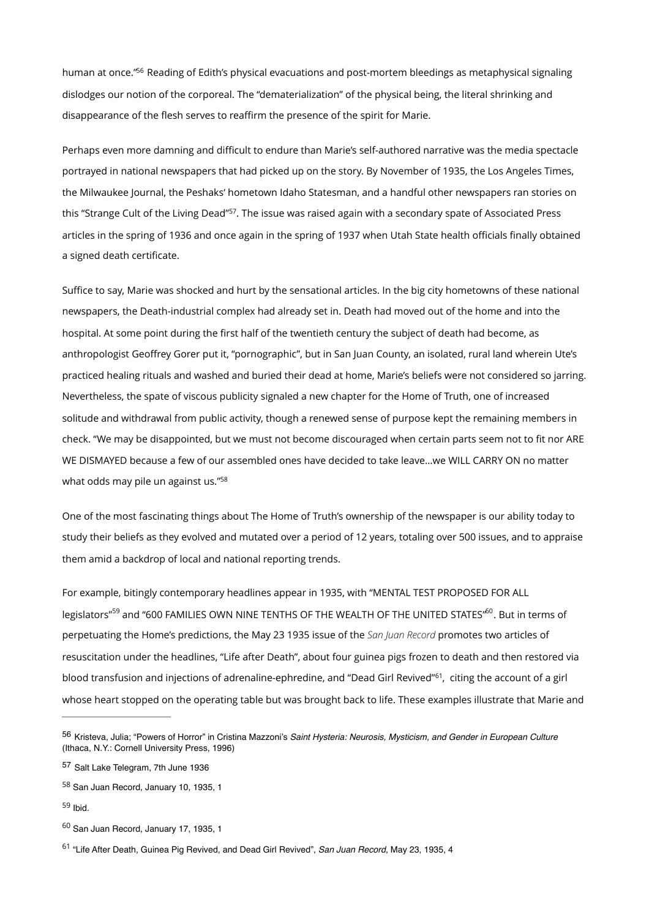human at once."[56] Reading of Edith's physical evacuations and post-mortem bleedings as metaphysical signaling dislodges our notion of the corporeal. The "dematerialization" of the physical being, the literal shrinking and disappearance of the flesh serves to reaffirm the presence of the spirit for Marie.

Perhaps even more damning and difficult to endure than Marie's self-authored narrative was the media spectacle portrayed in national newspapers that had picked up on the story. By November of 1935, the Los Angeles Times, the Milwaukee Journal, the Peshaks' hometown Idaho Statesman, and a handful other newspapers ran stories on this "Strange Cult of the Living Dead"[57]. The issue was raised again with a secondary spate of Associated Press articles in the spring of 1936 and once again in the spring of 1937 when Utah State health officials finally obtained a signed death certificate.

Suffice to say, Marie was shocked and hurt by the sensational articles. In the big city hometowns of these national newspapers, the Death-industrial complex had already set in. Death had moved out of the home and into the hospital. At some point during the first half of the twentieth century the subject of death had become, as anthropologist Geoffrey Gorer put it, "pornographic", but in San Juan County, an isolated, rural land wherein Ute's practiced healing rituals and washed and buried their dead at home, Marie's beliefs were not considered so jarring. Nevertheless, the spate of viscous publicity signaled a new chapter for the Home of Truth, one of increased solitude and withdrawal from public activity, though a renewed sense of purpose kept the remaining members in check. "We may be disappointed, but we must not become discouraged when certain parts seem not to fit nor ARE WE DISMAYED because a few of our assembled ones have decided to take leave...we WILL CARRY ON no matter what odds may pile un against us."[58]

One of the most fascinating things about The Home of Truth's ownership of the newspaper is our ability today to study their beliefs as they evolved and mutated over a period of 12 years, totaling over 500 issues, and to appraise them amid a backdrop of local and national reporting trends.

For example, bitingly contemporary headlines appear in 1935, with "MENTAL TEST PROPOSED FOR ALL legislators"[59] and "600 FAMILIES OWN NINE TENTHS OF THE WEALTH OF THE UNITED STATES"[60]. But in terms of perpetuating the Home's predictions, the May 23 1935 issue of the *San Juan Record* promotes two articles of resuscitation under the headlines, "Life after Death", about four guinea pigs frozen to death and then restored via blood transfusion and injections of adrenaline-ephredine, and "Dead Girl Revived"[61], citing the account of a girl whose heart stopped on the operating table but was brought back to life. These examples illustrate that Marie and

---

[56] Kristeva, Julia; "Powers of Horror" in Cristina Mazzoni's *Saint Hysteria: Neurosis, Mysticism, and Gender in European Culture* (Ithaca, N.Y.: Cornell University Press, 1996)

[57] Salt Lake Telegram, 7th June 1936

[58] San Juan Record, January 10, 1935, 1

[59] Ibid.

[60] San Juan Record, January 17, 1935, 1

[61] "Life After Death, Guinea Pig Revived, and Dead Girl Revived", *San Juan Record*, May 23, 1935, 4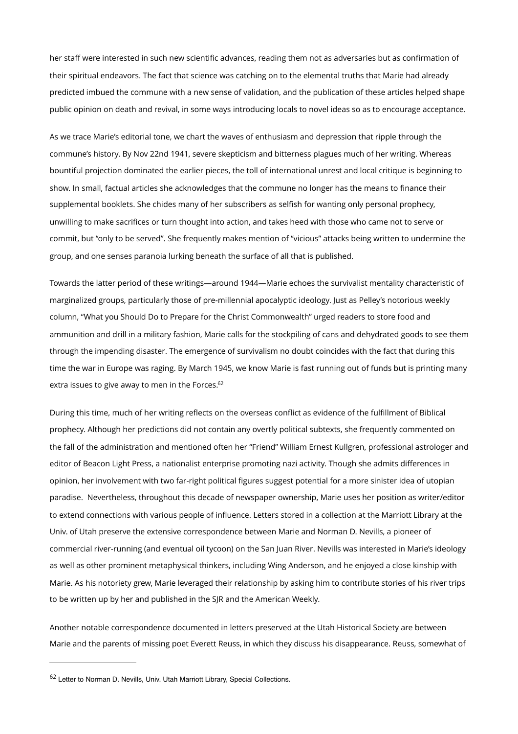her staff were interested in such new scientific advances, reading them not as adversaries but as confirmation of their spiritual endeavors. The fact that science was catching on to the elemental truths that Marie had already predicted imbued the commune with a new sense of validation, and the publication of these articles helped shape public opinion on death and revival, in some ways introducing locals to novel ideas so as to encourage acceptance.

As we trace Marie's editorial tone, we chart the waves of enthusiasm and depression that ripple through the commune's history. By Nov 22nd 1941, severe skepticism and bitterness plagues much of her writing. Whereas bountiful projection dominated the earlier pieces, the toll of international unrest and local critique is beginning to show. In small, factual articles she acknowledges that the commune no longer has the means to finance their supplemental booklets. She chides many of her subscribers as selfish for wanting only personal prophecy, unwilling to make sacrifices or turn thought into action, and takes heed with those who came not to serve or commit, but "only to be served". She frequently makes mention of "vicious" attacks being written to undermine the group, and one senses paranoia lurking beneath the surface of all that is published.

Towards the latter period of these writings—around 1944—Marie echoes the survivalist mentality characteristic of marginalized groups, particularly those of pre-millennial apocalyptic ideology. Just as Pelley's notorious weekly column, "What you Should Do to Prepare for the Christ Commonwealth" urged readers to store food and ammunition and drill in a military fashion, Marie calls for the stockpiling of cans and dehydrated goods to see them through the impending disaster. The emergence of survivalism no doubt coincides with the fact that during this time the war in Europe was raging. By March 1945, we know Marie is fast running out of funds but is printing many extra issues to give away to men in the Forces.[62]

During this time, much of her writing reflects on the overseas conflict as evidence of the fulfillment of Biblical prophecy. Although her predictions did not contain any overtly political subtexts, she frequently commented on the fall of the administration and mentioned often her "Friend" William Ernest Kullgren, professional astrologer and editor of Beacon Light Press, a nationalist enterprise promoting nazi activity. Though she admits differences in opinion, her involvement with two far-right political figures suggest potential for a more sinister idea of utopian paradise. Nevertheless, throughout this decade of newspaper ownership, Marie uses her position as writer/editor to extend connections with various people of influence. Letters stored in a collection at the Marriott Library at the Univ. of Utah preserve the extensive correspondence between Marie and Norman D. Nevills, a pioneer of commercial river-running (and eventual oil tycoon) on the San Juan River. Nevills was interested in Marie's ideology as well as other prominent metaphysical thinkers, including Wing Anderson, and he enjoyed a close kinship with Marie. As his notoriety grew, Marie leveraged their relationship by asking him to contribute stories of his river trips to be written up by her and published in the SJR and the American Weekly.

Another notable correspondence documented in letters preserved at the Utah Historical Society are between Marie and the parents of missing poet Everett Reuss, in which they discuss his disappearance. Reuss, somewhat of

---

[62] Letter to Norman D. Nevills, Univ. Utah Marriott Library, Special Collections.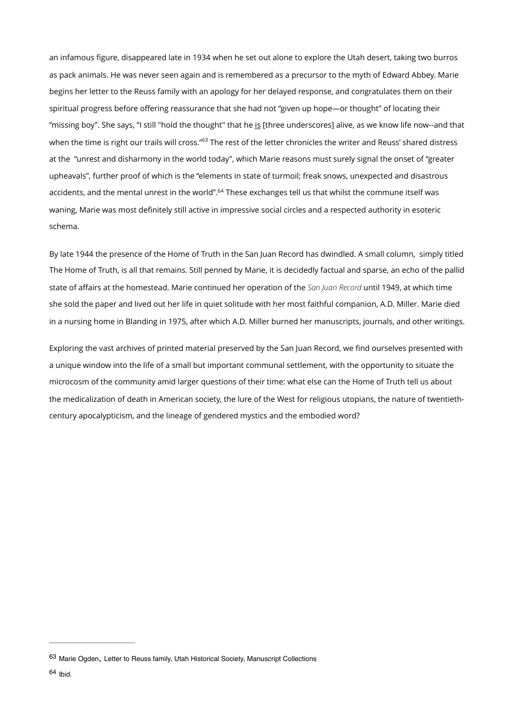an infamous figure, disappeared late in 1934 when he set out alone to explore the Utah desert, taking two burros as pack animals. He was never seen again and is remembered as a precursor to the myth of Edward Abbey. Marie begins her letter to the Reuss family with an apology for her delayed response, and congratulates them on their spiritual progress before offering reassurance that she had not "given up hope—or thought" of locating their "missing boy". She says, "I still "hold the thought" that he <u>is</u> [three underscores] alive, as we know life now--and that when the time is right our trails will cross."[63] The rest of the letter chronicles the writer and Reuss' shared distress at the "unrest and disharmony in the world today", which Marie reasons must surely signal the onset of "greater upheavals", further proof of which is the "elements in state of turmoil; freak snows, unexpected and disastrous accidents, and the mental unrest in the world".[64] These exchanges tell us that whilst the commune itself was waning, Marie was most definitely still active in impressive social circles and a respected authority in esoteric schema.

By late 1944 the presence of the Home of Truth in the San Juan Record has dwindled. A small column, simply titled The Home of Truth, is all that remains. Still penned by Marie, it is decidedly factual and sparse, an echo of the pallid state of affairs at the homestead. Marie continued her operation of the *San Juan Record* until 1949, at which time she sold the paper and lived out her life in quiet solitude with her most faithful companion, A.D. Miller. Marie died in a nursing home in Blanding in 1975, after which A.D. Miller burned her manuscripts, journals, and other writings.

Exploring the vast archives of printed material preserved by the San Juan Record, we find ourselves presented with a unique window into the life of a small but important communal settlement, with the opportunity to situate the microcosm of the community amid larger questions of their time: what else can the Home of Truth tell us about the medicalization of death in American society, the lure of the West for religious utopians, the nature of twentieth-century apocalypticism, and the lineage of gendered mystics and the embodied word?

---

[63] Marie Ogden, Letter to Reuss family, Utah Historical Society, Manuscript Collections

[64] Ibid.